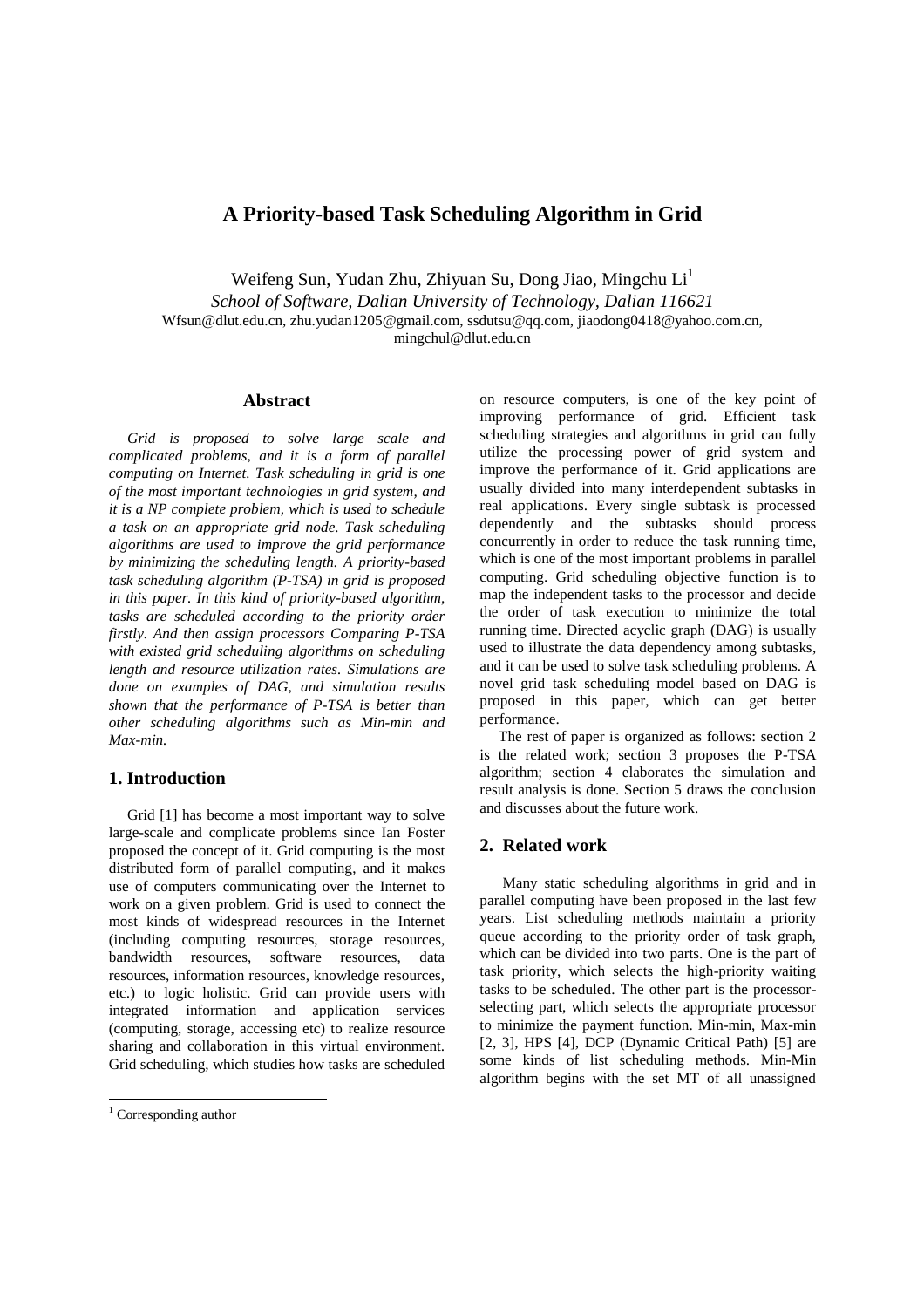// A Priority-based Task Scheduling Algorithm in Grid

Weifeng Sun, Yudan Zhu, Zhiyuan Su, Dong Jiao, Mingchu Li[1]

*School of Software, Dalian University of Technology, Dalian 116621*

Wfsun@dlut.edu.cn, zhu.yudan1205@gmail.com, ssdutsu@qq.com, jiaodong0418@yahoo.com.cn, mingchul@dlut.edu.cn

## Abstract

*Grid is proposed to solve large scale and complicated problems, and it is a form of parallel computing on Internet. Task scheduling in grid is one of the most important technologies in grid system, and it is a NP complete problem, which is used to schedule a task on an appropriate grid node. Task scheduling algorithms are used to improve the grid performance by minimizing the scheduling length. A priority-based task scheduling algorithm (P-TSA) in grid is proposed in this paper. In this kind of priority-based algorithm, tasks are scheduled according to the priority order firstly. And then assign processors Comparing P-TSA with existed grid scheduling algorithms on scheduling length and resource utilization rates. Simulations are done on examples of DAG, and simulation results shown that the performance of P-TSA is better than other scheduling algorithms such as Min-min and Max-min.*

## 1. Introduction

Grid [1] has become a most important way to solve large-scale and complicate problems since Ian Foster proposed the concept of it. Grid computing is the most distributed form of parallel computing, and it makes use of computers communicating over the Internet to work on a given problem. Grid is used to connect the most kinds of widespread resources in the Internet (including computing resources, storage resources, bandwidth resources, software resources, data resources, information resources, knowledge resources, etc.) to logic holistic. Grid can provide users with integrated information and application services (computing, storage, accessing etc) to realize resource sharing and collaboration in this virtual environment. Grid scheduling, which studies how tasks are scheduled on resource computers, is one of the key point of improving performance of grid. Efficient task scheduling strategies and algorithms in grid can fully utilize the processing power of grid system and improve the performance of it. Grid applications are usually divided into many interdependent subtasks in real applications. Every single subtask is processed dependently and the subtasks should process concurrently in order to reduce the task running time, which is one of the most important problems in parallel computing. Grid scheduling objective function is to map the independent tasks to the processor and decide the order of task execution to minimize the total running time. Directed acyclic graph (DAG) is usually used to illustrate the data dependency among subtasks, and it can be used to solve task scheduling problems. A novel grid task scheduling model based on DAG is proposed in this paper, which can get better performance.

The rest of paper is organized as follows: section 2 is the related work; section 3 proposes the P-TSA algorithm; section 4 elaborates the simulation and result analysis is done. Section 5 draws the conclusion and discusses about the future work.

## 2. Related work

Many static scheduling algorithms in grid and in parallel computing have been proposed in the last few years. List scheduling methods maintain a priority queue according to the priority order of task graph, which can be divided into two parts. One is the part of task priority, which selects the high-priority waiting tasks to be scheduled. The other part is the processor-selecting part, which selects the appropriate processor to minimize the payment function. Min-min, Max-min [2, 3], HPS [4], DCP (Dynamic Critical Path) [5] are some kinds of list scheduling methods. Min-Min algorithm begins with the set MT of all unassigned

[1] Corresponding author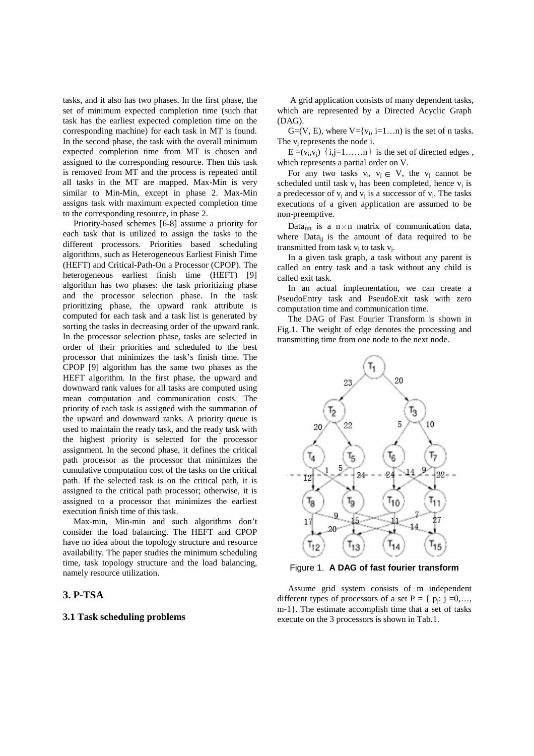tasks, and it also has two phases. In the first phase, the set of minimum expected completion time (such that task has the earliest expected completion time on the corresponding machine) for each task in MT is found. In the second phase, the task with the overall minimum expected completion time from MT is chosen and assigned to the corresponding resource. Then this task is removed from MT and the process is repeated until all tasks in the MT are mapped. Max-Min is very similar to Min-Min, except in phase 2. Max-Min assigns task with maximum expected completion time to the corresponding resource, in phase 2.

Priority-based schemes [6-8] assume a priority for each task that is utilized to assign the tasks to the different processors. Priorities based scheduling algorithms, such as Heterogeneous Earliest Finish Time (HEFT) and Critical-Path-On a Processor (CPOP). The heterogeneous earliest finish time (HEFT) [9] algorithm has two phases: the task prioritizing phase and the processor selection phase. In the task prioritizing phase, the upward rank attribute is computed for each task and a task list is generated by sorting the tasks in decreasing order of the upward rank. In the processor selection phase, tasks are selected in order of their priorities and scheduled to the best processor that minimizes the task's finish time. The CPOP [9] algorithm has the same two phases as the HEFT algorithm. In the first phase, the upward and downward rank values for all tasks are computed using mean computation and communication costs. The priority of each task is assigned with the summation of the upward and downward ranks. A priority queue is used to maintain the ready task, and the ready task with the highest priority is selected for the processor assignment. In the second phase, it defines the critical path processor as the processor that minimizes the cumulative computation cost of the tasks on the critical path. If the selected task is on the critical path, it is assigned to the critical path processor; otherwise, it is assigned to a processor that minimizes the earliest execution finish time of this task.

Max-min, Min-min and such algorithms don't consider the load balancing. The HEFT and CPOP have no idea about the topology structure and resource availability. The paper studies the minimum scheduling time, task topology structure and the load balancing, namely resource utilization.

## 3. P-TSA

### 3.1 Task scheduling problems

A grid application consists of many dependent tasks, which are represented by a Directed Acyclic Graph (DAG).

$G=(V, E)$, where $V=\{v_i, i=1 \ldots n\}$ is the set of n tasks. The $v_i$ represents the node i.

$E=(v_i,v_j)$ $\{i,j=1 \ldots\ldots n\}$ is the set of directed edges, which represents a partial order on V.

For any two tasks $v_i$, $v_j \in V$, the $v_j$ cannot be scheduled until task $v_i$ has been completed, hence $v_i$ is a predecessor of $v_j$ and $v_j$ is a successor of $v_i$. The tasks executions of a given application are assumed to be non-preemptive.

$Data_{nn}$ is a $n \times n$ matrix of communication data, where $Data_{ij}$ is the amount of data required to be transmitted from task $v_i$ to task $v_j$.

In a given task graph, a task without any parent is called an entry task and a task without any child is called exit task.

In an actual implementation, we can create a PseudoEntry task and PseudoExit task with zero computation time and communication time.

The DAG of Fast Fourier Transform is shown in Fig.1. The weight of edge denotes the processing and transmitting time from one node to the next node.

T1
23
20
T2
T3
20
22
5
10
T4
T5
T6
T7
1
5
12
24
24
14
9
22
T8
T9
T10
T11
9
7
17
15
11
27
20
14
T12
T13
T14
T15

Figure 1. **A DAG of fast fourier transform**

Assume grid system consists of m independent different types of processors of a set $P = \{ p_j: j=0,\ldots, m-1\}$. The estimate accomplish time that a set of tasks execute on the 3 processors is shown in Tab.1.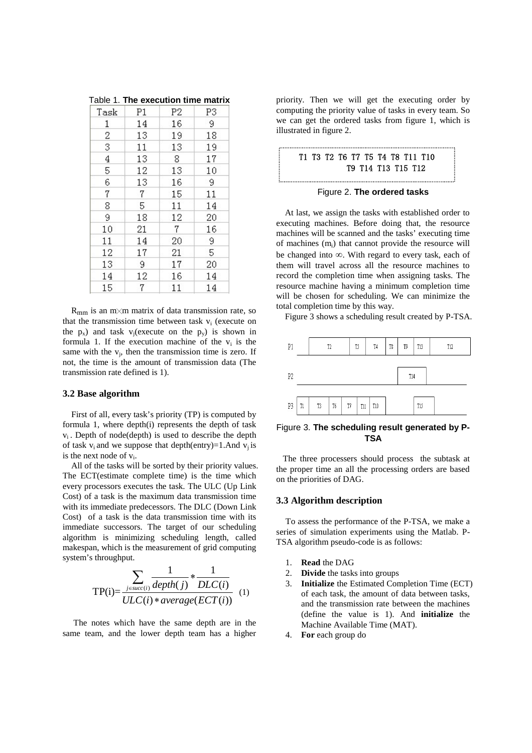Table 1. **The execution time matrix**

| Task | P1 | P2 | P3 |
|---|---|---|---|
| 1 | 14 | 16 | 9 |
| 2 | 13 | 19 | 18 |
| 3 | 11 | 13 | 19 |
| 4 | 13 | 8 | 17 |
| 5 | 12 | 13 | 10 |
| 6 | 13 | 16 | 9 |
| 7 | 7 | 15 | 11 |
| 8 | 5 | 11 | 14 |
| 9 | 18 | 12 | 20 |
| 10 | 21 | 7 | 16 |
| 11 | 14 | 20 | 9 |
| 12 | 17 | 21 | 5 |
| 13 | 9 | 17 | 20 |
| 14 | 12 | 16 | 14 |
| 15 | 7 | 11 | 14 |

$R_{mm}$ is an $m \times m$ matrix of data transmission rate, so that the transmission time between task $v_i$ (execute on the $p_x$) and task $v_j$(execute on the $p_y$) is shown in formula 1. If the execution machine of the $v_i$ is the same with the $v_j$, then the transmission time is zero. If not, the time is the amount of transmission data (The transmission rate defined is 1).

### 3.2 Base algorithm

First of all, every task's priority (TP) is computed by formula 1, where depth(i) represents the depth of task $v_i$. Depth of node(depth) is used to describe the depth of task $v_i$ and we suppose that depth(entry)=1.And $v_j$ is is the next node of $v_i$.

All of the tasks will be sorted by their priority values. The ECT(estimate complete time) is the time which every processors executes the task. The ULC (Up Link Cost) of a task is the maximum data transmission time with its immediate predecessors. The DLC (Down Link Cost) of a task is the data transmission time with its immediate successors. The target of our scheduling algorithm is minimizing scheduling length, called makespan, which is the measurement of grid computing system's throughput.

$$\text{TP(i)}=\frac{\sum_{j\in succ(i)} \frac{1}{depth(j)} * \frac{1}{DLC(i)}}{ULC(i) * average(ECT(i))} \quad (1)$$

The notes which have the same depth are in the same team, and the lower depth team has a higher priority. Then we will get the executing order by computing the priority value of tasks in every team. So we can get the ordered tasks from figure 1, which is illustrated in figure 2.

```
T1 T3 T2 T6 T7 T5 T4 T8 T11 T10
T9 T14 T13 T15 T12
```

Figure 2. **The ordered tasks**

At last, we assign the tasks with established order to executing machines. Before doing that, the resource machines will be scanned and the tasks' executing time of machines ($m_i$) that cannot provide the resource will be changed into $\infty$. With regard to every task, each of them will travel across all the resource machines to record the completion time when assigning tasks. The resource machine having a minimum completion time will be chosen for scheduling. We can minimize the total completion time by this way.

Figure 3 shows a scheduling result created by P-TSA.

| P1 | | T2 | T5 | T4 | T8 | T9 | T13 | T12 |
|---|---|---|---|---|---|---|---|---|
| P2 | | | | | | T14 | | |
| P3 | T1 | T3 | T6 | T7 | T11 | T10 | T15 | |

Figure 3. **The scheduling result generated by P-TSA**

The three processers should process the subtask at the proper time an all the processing orders are based on the priorities of DAG.

### 3.3 Algorithm description

To assess the performance of the P-TSA, we make a series of simulation experiments using the Matlab. P-TSA algorithm pseudo-code is as follows:

1. **Read** the DAG
2. **Divide** the tasks into groups
3. **Initialize** the Estimated Completion Time (ECT) of each task, the amount of data between tasks, and the transmission rate between the machines (define the value is 1). And **initialize** the Machine Available Time (MAT).
4. **For** each group do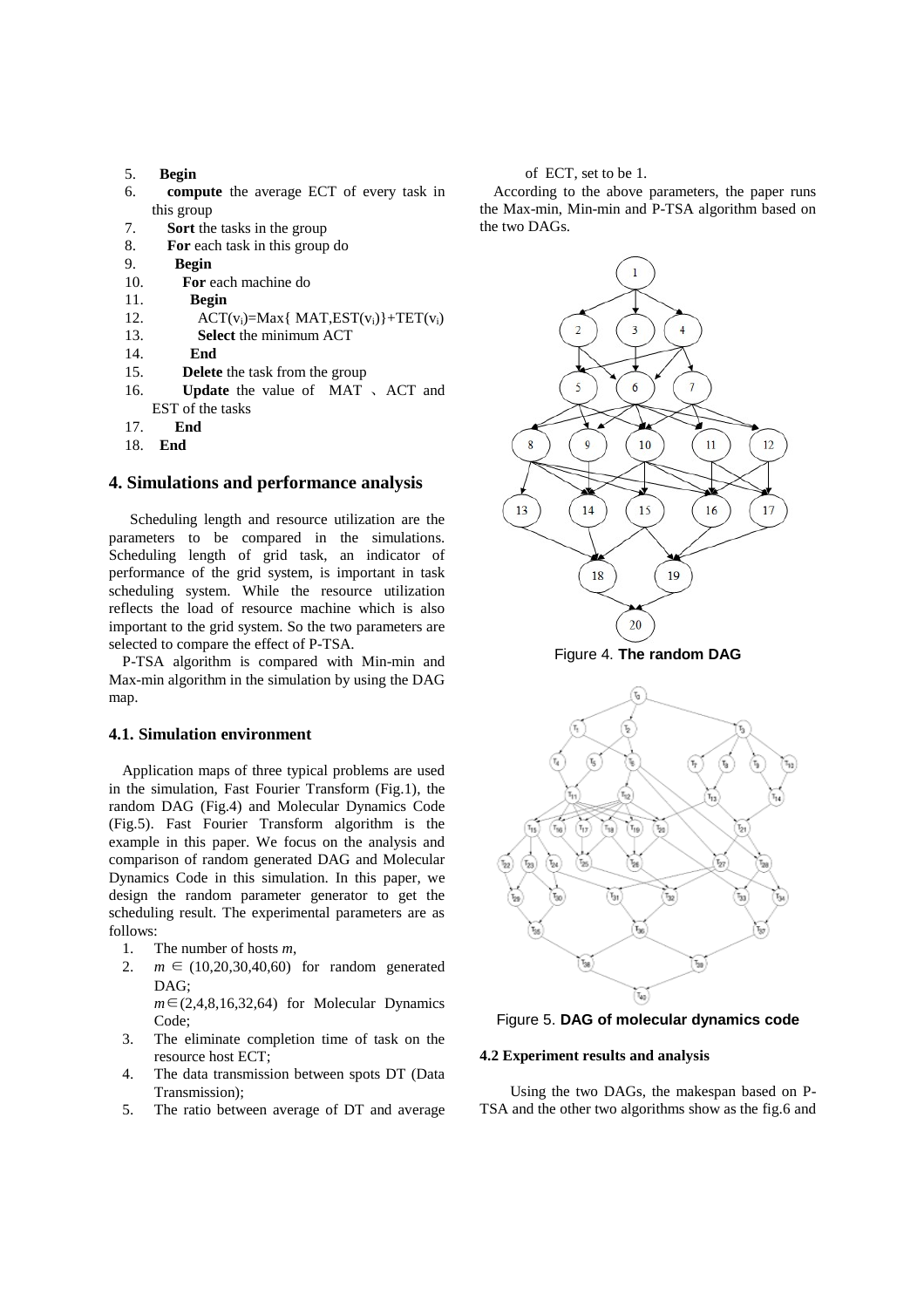5. **Begin**
6. **compute** the average ECT of every task in this group
7. **Sort** the tasks in the group
8. **For** each task in this group do
9. **Begin**
10. **For** each machine do
11. **Begin**
12. $ACT(v_i)$=Max{ MAT,$EST(v_i)$}+$TET(v_i)$
13. **Select** the minimum ACT
14. **End**
15. **Delete** the task from the group
16. **Update** the value of MAT 、ACT and EST of the tasks
17. **End**
18. **End**

## 4. Simulations and performance analysis

Scheduling length and resource utilization are the parameters to be compared in the simulations. Scheduling length of grid task, an indicator of performance of the grid system, is important in task scheduling system. While the resource utilization reflects the load of resource machine which is also important to the grid system. So the two parameters are selected to compare the effect of P-TSA.

P-TSA algorithm is compared with Min-min and Max-min algorithm in the simulation by using the DAG map.

### 4.1. Simulation environment

Application maps of three typical problems are used in the simulation, Fast Fourier Transform (Fig.1), the random DAG (Fig.4) and Molecular Dynamics Code (Fig.5). Fast Fourier Transform algorithm is the example in this paper. We focus on the analysis and comparison of random generated DAG and Molecular Dynamics Code in this simulation. In this paper, we design the random parameter generator to get the scheduling result. The experimental parameters are as follows:

1. The number of hosts $m$,
2. $m \in (10,20,30,40,60)$ for random generated DAG;
   $m \in (2,4,8,16,32,64)$ for Molecular Dynamics Code;
3. The eliminate completion time of task on the resource host ECT;
4. The data transmission between spots DT (Data Transmission);
5. The ratio between average of DT and average of ECT, set to be 1.

According to the above parameters, the paper runs the Max-min, Min-min and P-TSA algorithm based on the two DAGs.

Figure 4. **The random DAG**

Figure 5. **DAG of molecular dynamics code**

### 4.2 Experiment results and analysis

Using the two DAGs, the makespan based on P-TSA and the other two algorithms show as the fig.6 and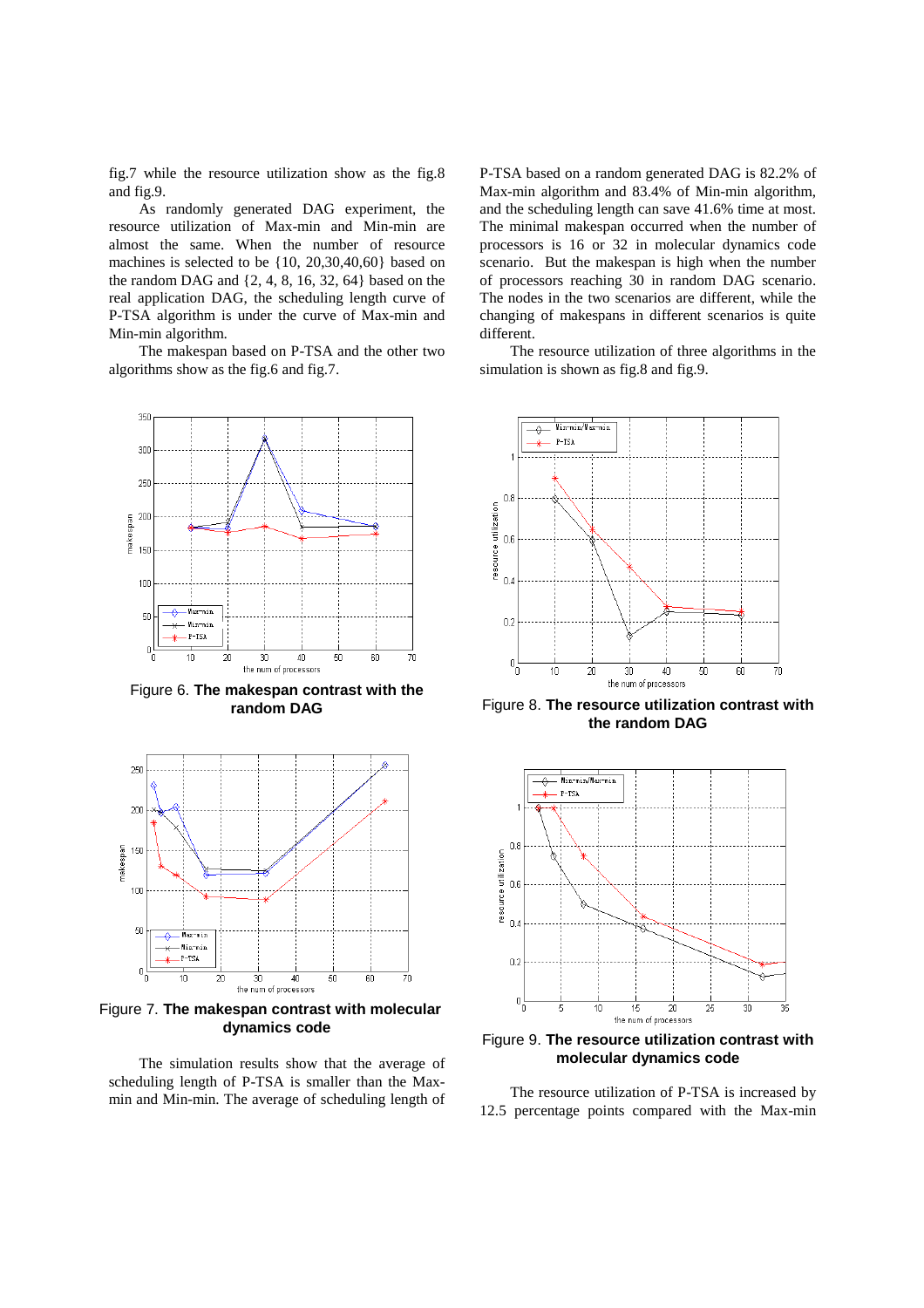fig.7 while the resource utilization show as the fig.8 and fig.9.

As randomly generated DAG experiment, the resource utilization of Max-min and Min-min are almost the same. When the number of resource machines is selected to be {10, 20,30,40,60} based on the random DAG and {2, 4, 8, 16, 32, 64} based on the real application DAG, the scheduling length curve of P-TSA algorithm is under the curve of Max-min and Min-min algorithm.

The makespan based on P-TSA and the other two algorithms show as the fig.6 and fig.7.

Figure 6. **The makespan contrast with the random DAG**

Figure 7. **The makespan contrast with molecular dynamics code**

The simulation results show that the average of scheduling length of P-TSA is smaller than the Max-min and Min-min. The average of scheduling length of P-TSA based on a random generated DAG is 82.2% of Max-min algorithm and 83.4% of Min-min algorithm, and the scheduling length can save 41.6% time at most. The minimal makespan occurred when the number of processors is 16 or 32 in molecular dynamics code scenario. But the makespan is high when the number of processors reaching 30 in random DAG scenario. The nodes in the two scenarios are different, while the changing of makespans in different scenarios is quite different.

The resource utilization of three algorithms in the simulation is shown as fig.8 and fig.9.

Figure 8. **The resource utilization contrast with the random DAG**

Figure 9. **The resource utilization contrast with molecular dynamics code**

The resource utilization of P-TSA is increased by 12.5 percentage points compared with the Max-min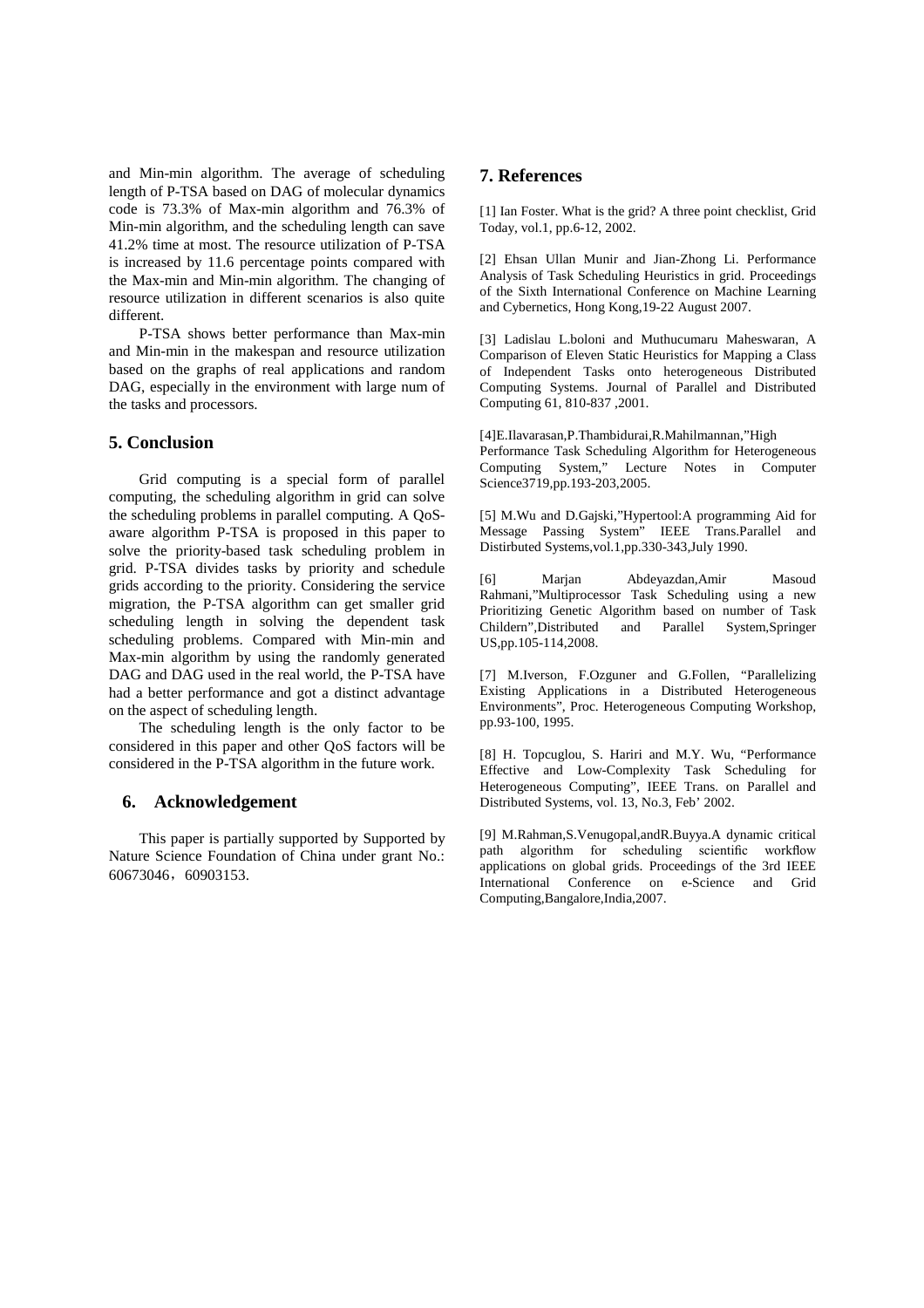and Min-min algorithm. The average of scheduling length of P-TSA based on DAG of molecular dynamics code is 73.3% of Max-min algorithm and 76.3% of Min-min algorithm, and the scheduling length can save 41.2% time at most. The resource utilization of P-TSA is increased by 11.6 percentage points compared with the Max-min and Min-min algorithm. The changing of resource utilization in different scenarios is also quite different.

P-TSA shows better performance than Max-min and Min-min in the makespan and resource utilization based on the graphs of real applications and random DAG, especially in the environment with large num of the tasks and processors.

## 5. Conclusion

Grid computing is a special form of parallel computing, the scheduling algorithm in grid can solve the scheduling problems in parallel computing. A QoS-aware algorithm P-TSA is proposed in this paper to solve the priority-based task scheduling problem in grid. P-TSA divides tasks by priority and schedule grids according to the priority. Considering the service migration, the P-TSA algorithm can get smaller grid scheduling length in solving the dependent task scheduling problems. Compared with Min-min and Max-min algorithm by using the randomly generated DAG and DAG used in the real world, the P-TSA have had a better performance and got a distinct advantage on the aspect of scheduling length.

The scheduling length is the only factor to be considered in this paper and other QoS factors will be considered in the P-TSA algorithm in the future work.

## 6. Acknowledgement

This paper is partially supported by Supported by Nature Science Foundation of China under grant No.: 60673046，60903153.

## 7. References

[1] Ian Foster. What is the grid? A three point checklist, Grid Today, vol.1, pp.6-12, 2002.

[2] Ehsan Ullan Munir and Jian-Zhong Li. Performance Analysis of Task Scheduling Heuristics in grid. Proceedings of the Sixth International Conference on Machine Learning and Cybernetics, Hong Kong,19-22 August 2007.

[3] Ladislau L.boloni and Muthucumaru Maheswaran, A Comparison of Eleven Static Heuristics for Mapping a Class of Independent Tasks onto heterogeneous Distributed Computing Systems. Journal of Parallel and Distributed Computing 61, 810-837 ,2001.

[4]E.Ilavarasan,P.Thambidurai,R.Mahilmannan,"High Performance Task Scheduling Algorithm for Heterogeneous Computing System," Lecture Notes in Computer Science3719,pp.193-203,2005.

[5] M.Wu and D.Gajski,"Hypertool:A programming Aid for Message Passing System" IEEE Trans.Parallel and Distirbuted Systems,vol.1,pp.330-343,July 1990.

[6] Marjan Abdeyazdan,Amir Masoud Rahmani,"Multiprocessor Task Scheduling using a new Prioritizing Genetic Algorithm based on number of Task Childern",Distributed and Parallel System,Springer US,pp.105-114,2008.

[7] M.Iverson, F.Ozguner and G.Follen, "Parallelizing Existing Applications in a Distributed Heterogeneous Environments", Proc. Heterogeneous Computing Workshop, pp.93-100, 1995.

[8] H. Topcuglou, S. Hariri and M.Y. Wu, "Performance Effective and Low-Complexity Task Scheduling for Heterogeneous Computing", IEEE Trans. on Parallel and Distributed Systems, vol. 13, No.3, Feb' 2002.

[9] M.Rahman,S.Venugopal,andR.Buyya.A dynamic critical path algorithm for scheduling scientific workflow applications on global grids. Proceedings of the 3rd IEEE International Conference on e-Science and Grid Computing,Bangalore,India,2007.